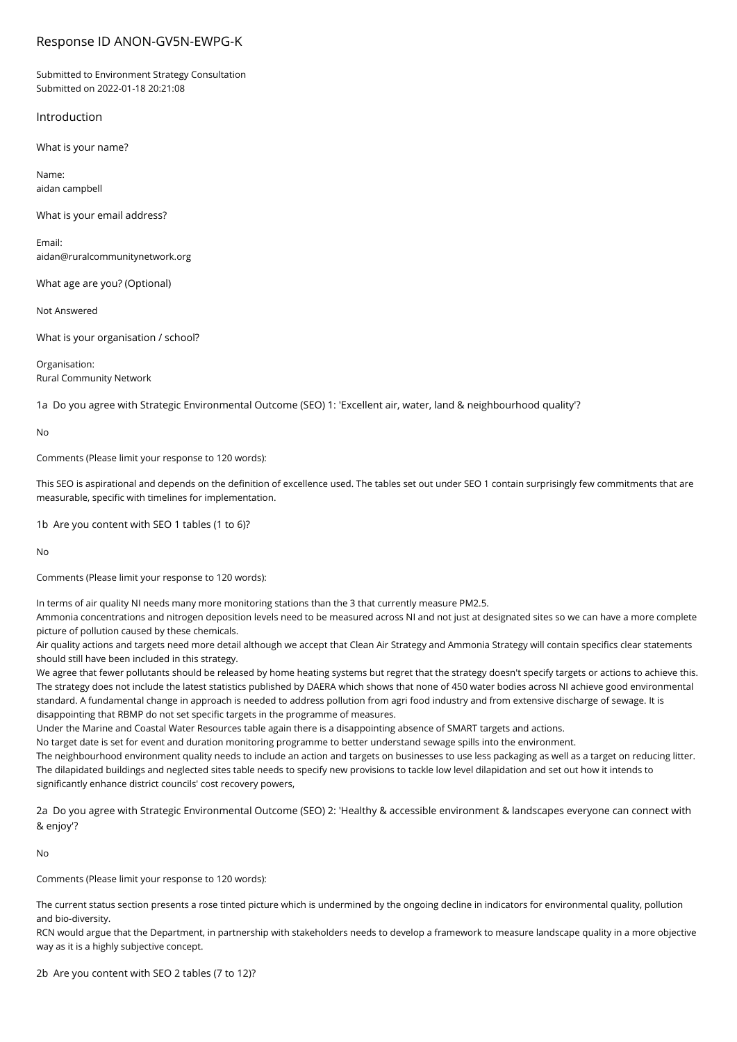# Response ID ANON-GV5N-EWPG-K

Submitted to Environment Strategy Consultation
Submitted on 2022-01-18 20:21:08

## Introduction

What is your name?

Name:
aidan campbell

What is your email address?

Email:
aidan@ruralcommunitynetwork.org

What age are you? (Optional)

Not Answered

What is your organisation / school?

Organisation:
Rural Community Network

1a Do you agree with Strategic Environmental Outcome (SEO) 1: 'Excellent air, water, land & neighbourhood quality'?

No

Comments (Please limit your response to 120 words):

This SEO is aspirational and depends on the definition of excellence used. The tables set out under SEO 1 contain surprisingly few commitments that are measurable, specific with timelines for implementation.

1b Are you content with SEO 1 tables (1 to 6)?

No

Comments (Please limit your response to 120 words):

In terms of air quality NI needs many more monitoring stations than the 3 that currently measure PM2.5.
Ammonia concentrations and nitrogen deposition levels need to be measured across NI and not just at designated sites so we can have a more complete picture of pollution caused by these chemicals.
Air quality actions and targets need more detail although we accept that Clean Air Strategy and Ammonia Strategy will contain specifics clear statements should still have been included in this strategy.
We agree that fewer pollutants should be released by home heating systems but regret that the strategy doesn't specify targets or actions to achieve this.
The strategy does not include the latest statistics published by DAERA which shows that none of 450 water bodies across NI achieve good environmental standard. A fundamental change in approach is needed to address pollution from agri food industry and from extensive discharge of sewage. It is disappointing that RBMP do not set specific targets in the programme of measures.
Under the Marine and Coastal Water Resources table again there is a disappointing absence of SMART targets and actions.
No target date is set for event and duration monitoring programme to better understand sewage spills into the environment.
The neighbourhood environment quality needs to include an action and targets on businesses to use less packaging as well as a target on reducing litter.
The dilapidated buildings and neglected sites table needs to specify new provisions to tackle low level dilapidation and set out how it intends to significantly enhance district councils' cost recovery powers,

2a Do you agree with Strategic Environmental Outcome (SEO) 2: 'Healthy & accessible environment & landscapes everyone can connect with & enjoy'?

No

Comments (Please limit your response to 120 words):

The current status section presents a rose tinted picture which is undermined by the ongoing decline in indicators for environmental quality, pollution and bio-diversity.
RCN would argue that the Department, in partnership with stakeholders needs to develop a framework to measure landscape quality in a more objective way as it is a highly subjective concept.

2b Are you content with SEO 2 tables (7 to 12)?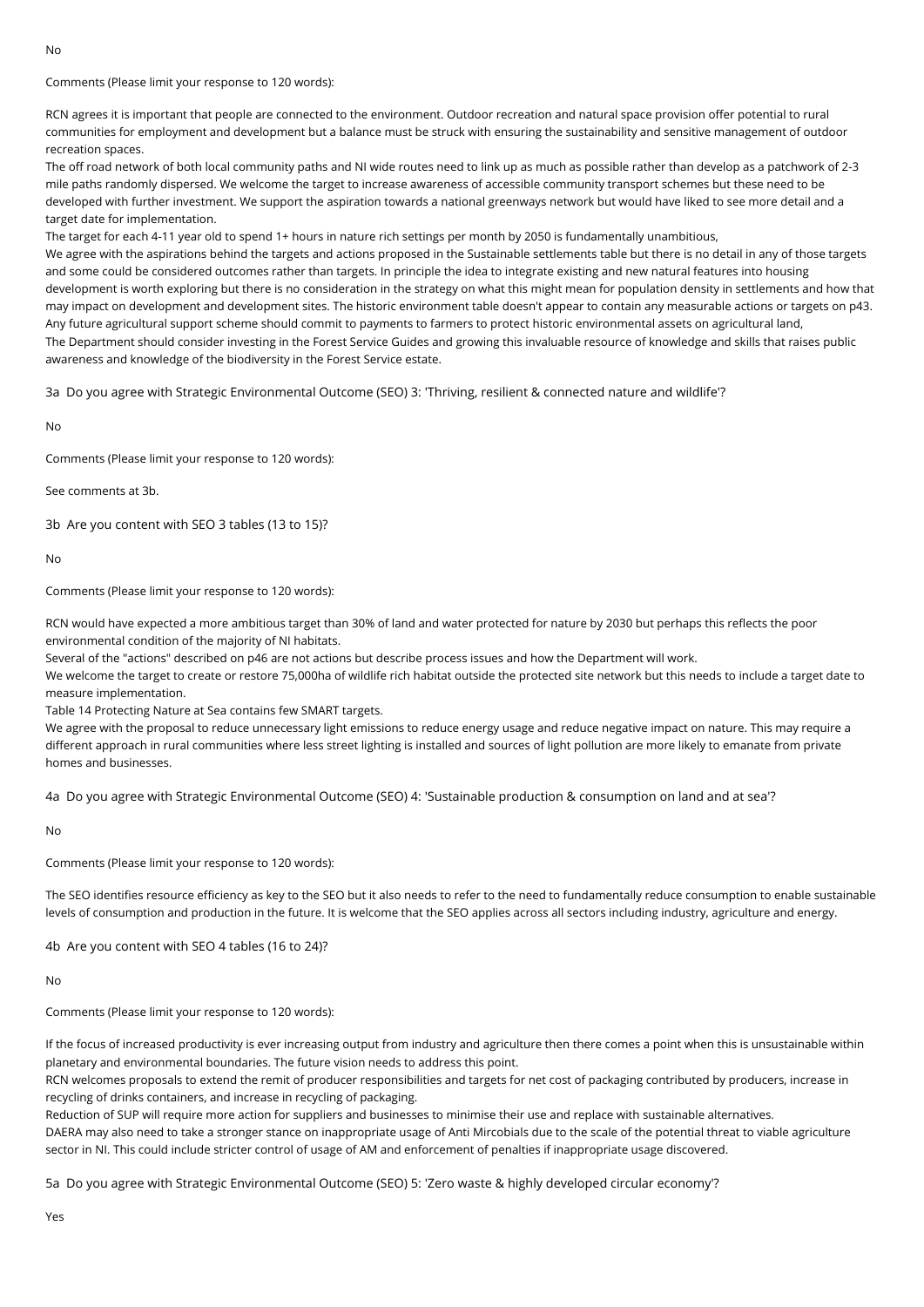No

Comments (Please limit your response to 120 words):

RCN agrees it is important that people are connected to the environment. Outdoor recreation and natural space provision offer potential to rural communities for employment and development but a balance must be struck with ensuring the sustainability and sensitive management of outdoor recreation spaces.
The off road network of both local community paths and NI wide routes need to link up as much as possible rather than develop as a patchwork of 2-3 mile paths randomly dispersed. We welcome the target to increase awareness of accessible community transport schemes but these need to be developed with further investment. We support the aspiration towards a national greenways network but would have liked to see more detail and a target date for implementation.
The target for each 4-11 year old to spend 1+ hours in nature rich settings per month by 2050 is fundamentally unambitious,
We agree with the aspirations behind the targets and actions proposed in the Sustainable settlements table but there is no detail in any of those targets and some could be considered outcomes rather than targets. In principle the idea to integrate existing and new natural features into housing development is worth exploring but there is no consideration in the strategy on what this might mean for population density in settlements and how that may impact on development and development sites. The historic environment table doesn't appear to contain any measurable actions or targets on p43.
Any future agricultural support scheme should commit to payments to farmers to protect historic environmental assets on agricultural land,
The Department should consider investing in the Forest Service Guides and growing this invaluable resource of knowledge and skills that raises public awareness and knowledge of the biodiversity in the Forest Service estate.

3a Do you agree with Strategic Environmental Outcome (SEO) 3: 'Thriving, resilient & connected nature and wildlife'?

No

Comments (Please limit your response to 120 words):

See comments at 3b.

3b Are you content with SEO 3 tables (13 to 15)?

No

Comments (Please limit your response to 120 words):

RCN would have expected a more ambitious target than 30% of land and water protected for nature by 2030 but perhaps this reflects the poor environmental condition of the majority of NI habitats.
Several of the "actions" described on p46 are not actions but describe process issues and how the Department will work.
We welcome the target to create or restore 75,000ha of wildlife rich habitat outside the protected site network but this needs to include a target date to measure implementation.
Table 14 Protecting Nature at Sea contains few SMART targets.
We agree with the proposal to reduce unnecessary light emissions to reduce energy usage and reduce negative impact on nature. This may require a different approach in rural communities where less street lighting is installed and sources of light pollution are more likely to emanate from private homes and businesses.

4a Do you agree with Strategic Environmental Outcome (SEO) 4: 'Sustainable production & consumption on land and at sea'?

No

Comments (Please limit your response to 120 words):

The SEO identifies resource efficiency as key to the SEO but it also needs to refer to the need to fundamentally reduce consumption to enable sustainable levels of consumption and production in the future. It is welcome that the SEO applies across all sectors including industry, agriculture and energy.

4b Are you content with SEO 4 tables (16 to 24)?

No

Comments (Please limit your response to 120 words):

If the focus of increased productivity is ever increasing output from industry and agriculture then there comes a point when this is unsustainable within planetary and environmental boundaries. The future vision needs to address this point.
RCN welcomes proposals to extend the remit of producer responsibilities and targets for net cost of packaging contributed by producers, increase in recycling of drinks containers, and increase in recycling of packaging.
Reduction of SUP will require more action for suppliers and businesses to minimise their use and replace with sustainable alternatives.
DAERA may also need to take a stronger stance on inappropriate usage of Anti Mircobials due to the scale of the potential threat to viable agriculture sector in NI. This could include stricter control of usage of AM and enforcement of penalties if inappropriate usage discovered.

5a Do you agree with Strategic Environmental Outcome (SEO) 5: 'Zero waste & highly developed circular economy'?

Yes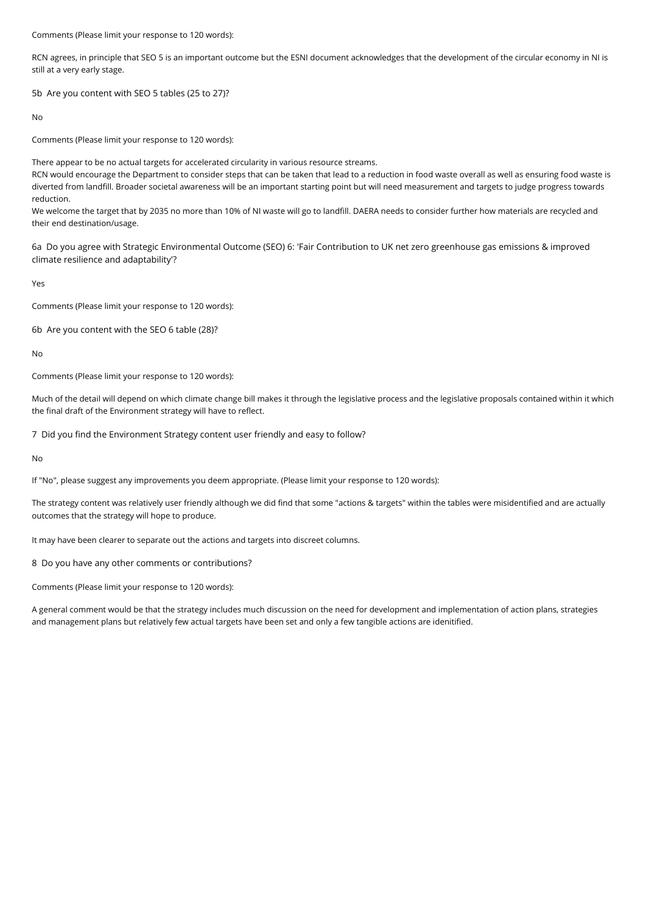Comments (Please limit your response to 120 words):

RCN agrees, in principle that SEO 5 is an important outcome but the ESNI document acknowledges that the development of the circular economy in NI is still at a very early stage.

5b Are you content with SEO 5 tables (25 to 27)?

No

Comments (Please limit your response to 120 words):

There appear to be no actual targets for accelerated circularity in various resource streams.
RCN would encourage the Department to consider steps that can be taken that lead to a reduction in food waste overall as well as ensuring food waste is diverted from landfill. Broader societal awareness will be an important starting point but will need measurement and targets to judge progress towards reduction.
We welcome the target that by 2035 no more than 10% of NI waste will go to landfill. DAERA needs to consider further how materials are recycled and their end destination/usage.

6a Do you agree with Strategic Environmental Outcome (SEO) 6: 'Fair Contribution to UK net zero greenhouse gas emissions & improved climate resilience and adaptability'?

Yes

Comments (Please limit your response to 120 words):

6b Are you content with the SEO 6 table (28)?

No

Comments (Please limit your response to 120 words):

Much of the detail will depend on which climate change bill makes it through the legislative process and the legislative proposals contained within it which the final draft of the Environment strategy will have to reflect.

7 Did you find the Environment Strategy content user friendly and easy to follow?

No

If "No", please suggest any improvements you deem appropriate. (Please limit your response to 120 words):

The strategy content was relatively user friendly although we did find that some "actions & targets" within the tables were misidentified and are actually outcomes that the strategy will hope to produce.

It may have been clearer to separate out the actions and targets into discreet columns.

8 Do you have any other comments or contributions?

Comments (Please limit your response to 120 words):

A general comment would be that the strategy includes much discussion on the need for development and implementation of action plans, strategies and management plans but relatively few actual targets have been set and only a few tangible actions are idenitified.